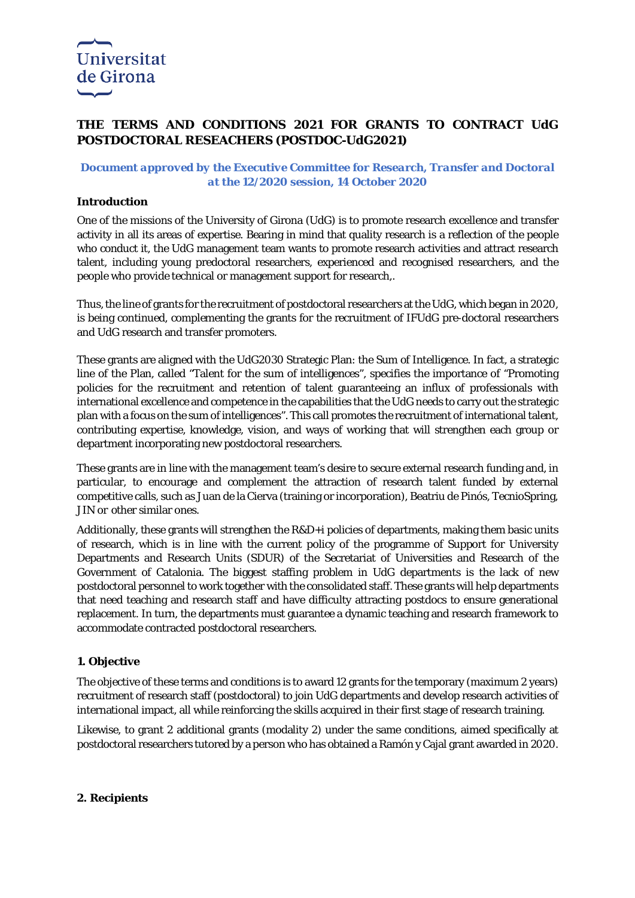Universitat de Girona

# THE TERMS AND CONDITIONS 2021 FOR GRANTS TO CONTRACT UdG POSTDOCTORAL RESEACHERS (POSTDOC-UdG2021)

***Document approved by the Executive Committee for Research, Transfer and Doctoral at the 12/2020 session, 14 October 2020***

## Introduction

One of the missions of the University of Girona (UdG) is to promote research excellence and transfer activity in all its areas of expertise. Bearing in mind that quality research is a reflection of the people who conduct it, the UdG management team wants to promote research activities and attract research talent, including young predoctoral researchers, experienced and recognised researchers, and the people who provide technical or management support for research,.

Thus, the line of grants for the recruitment of postdoctoral researchers at the UdG, which began in 2020, is being continued, complementing the grants for the recruitment of IFUdG pre-doctoral researchers and UdG research and transfer promoters.

These grants are aligned with the UdG2030 Strategic Plan: the Sum of Intelligence. In fact, a strategic line of the Plan, called "Talent for the sum of intelligences", specifies the importance of "Promoting policies for the recruitment and retention of talent guaranteeing an influx of professionals with international excellence and competence in the capabilities that the UdG needs to carry out the strategic plan with a focus on the sum of intelligences". This call promotes the recruitment of international talent, contributing expertise, knowledge, vision, and ways of working that will strengthen each group or department incorporating new postdoctoral researchers.

These grants are in line with the management team's desire to secure external research funding and, in particular, to encourage and complement the attraction of research talent funded by external competitive calls, such as Juan de la Cierva (training or incorporation), Beatriu de Pinós, TecnioSpring, JIN or other similar ones.

Additionally, these grants will strengthen the R&D+i policies of departments, making them basic units of research, which is in line with the current policy of the programme of Support for University Departments and Research Units (SDUR) of the Secretariat of Universities and Research of the Government of Catalonia. The biggest staffing problem in UdG departments is the lack of new postdoctoral personnel to work together with the consolidated staff. These grants will help departments that need teaching and research staff and have difficulty attracting postdocs to ensure generational replacement. In turn, the departments must guarantee a dynamic teaching and research framework to accommodate contracted postdoctoral researchers.

## 1. Objective

The objective of these terms and conditions is to award 12 grants for the temporary (maximum 2 years) recruitment of research staff (postdoctoral) to join UdG departments and develop research activities of international impact, all while reinforcing the skills acquired in their first stage of research training.

Likewise, to grant 2 additional grants (modality 2) under the same conditions, aimed specifically at postdoctoral researchers tutored by a person who has obtained a Ramón y Cajal grant awarded in 2020.

## 2. Recipients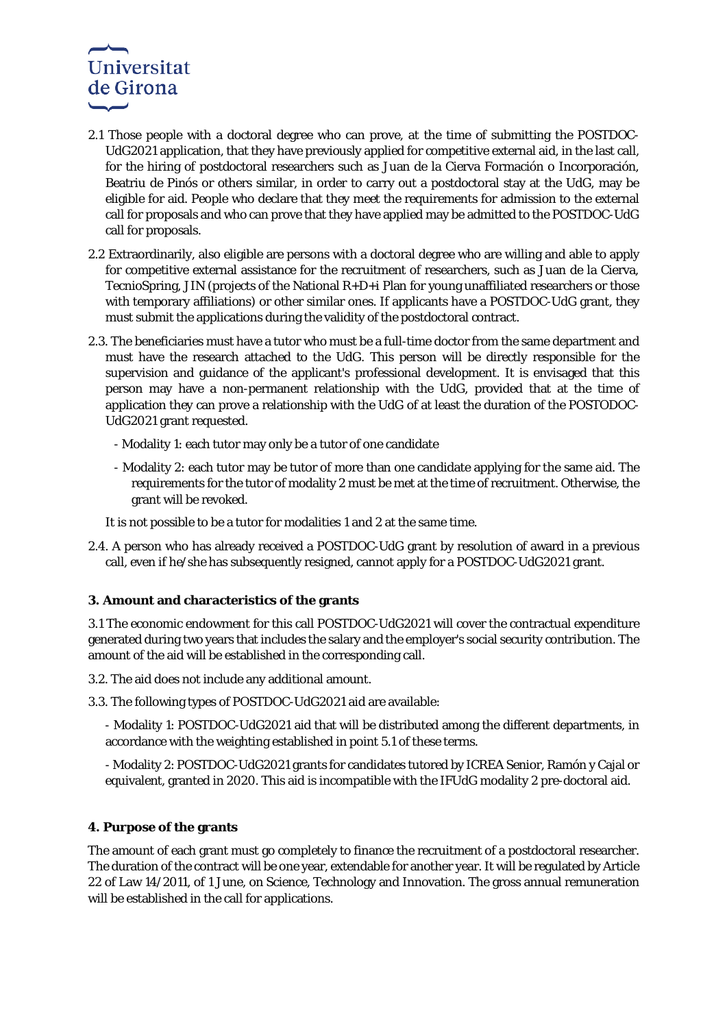2.1 Those people with a doctoral degree who can prove, at the time of submitting the POSTDOC-UdG2021 application, that they have previously applied for competitive external aid, in the last call, for the hiring of postdoctoral researchers such as Juan de la Cierva Formación o Incorporación, Beatriu de Pinós or others similar, in order to carry out a postdoctoral stay at the UdG, may be eligible for aid. People who declare that they meet the requirements for admission to the external call for proposals and who can prove that they have applied may be admitted to the POSTDOC-UdG call for proposals.

2.2 Extraordinarily, also eligible are persons with a doctoral degree who are willing and able to apply for competitive external assistance for the recruitment of researchers, such as Juan de la Cierva, TecnioSpring, JIN (projects of the National R+D+i Plan for young unaffiliated researchers or those with temporary affiliations) or other similar ones. If applicants have a POSTDOC-UdG grant, they must submit the applications during the validity of the postdoctoral contract.

2.3. The beneficiaries must have a tutor who must be a full-time doctor from the same department and must have the research attached to the UdG. This person will be directly responsible for the supervision and guidance of the applicant's professional development. It is envisaged that this person may have a non-permanent relationship with the UdG, provided that at the time of application they can prove a relationship with the UdG of at least the duration of the POSTODOC-UdG2021 grant requested.

- Modality 1: each tutor may only be a tutor of one candidate
- Modality 2: each tutor may be tutor of more than one candidate applying for the same aid. The requirements for the tutor of modality 2 must be met at the time of recruitment. Otherwise, the grant will be revoked.

It is not possible to be a tutor for modalities 1 and 2 at the same time.

2.4. A person who has already received a POSTDOC-UdG grant by resolution of award in a previous call, even if he/she has subsequently resigned, cannot apply for a POSTDOC-UdG2021 grant.

### 3. Amount and characteristics of the grants

3.1 The economic endowment for this call POSTDOC-UdG2021 will cover the contractual expenditure generated during two years that includes the salary and the employer's social security contribution. The amount of the aid will be established in the corresponding call.

3.2. The aid does not include any additional amount.

3.3. The following types of POSTDOC-UdG2021 aid are available:

- Modality 1: POSTDOC-UdG2021 aid that will be distributed among the different departments, in accordance with the weighting established in point 5.1 of these terms.
- Modality 2: POSTDOC-UdG2021 grants for candidates tutored by ICREA Senior, Ramón y Cajal or equivalent, granted in 2020. This aid is incompatible with the IFUdG modality 2 pre-doctoral aid.

### 4. Purpose of the grants

The amount of each grant must go completely to finance the recruitment of a postdoctoral researcher. The duration of the contract will be one year, extendable for another year. It will be regulated by Article 22 of Law 14/2011, of 1 June, on Science, Technology and Innovation. The gross annual remuneration will be established in the call for applications.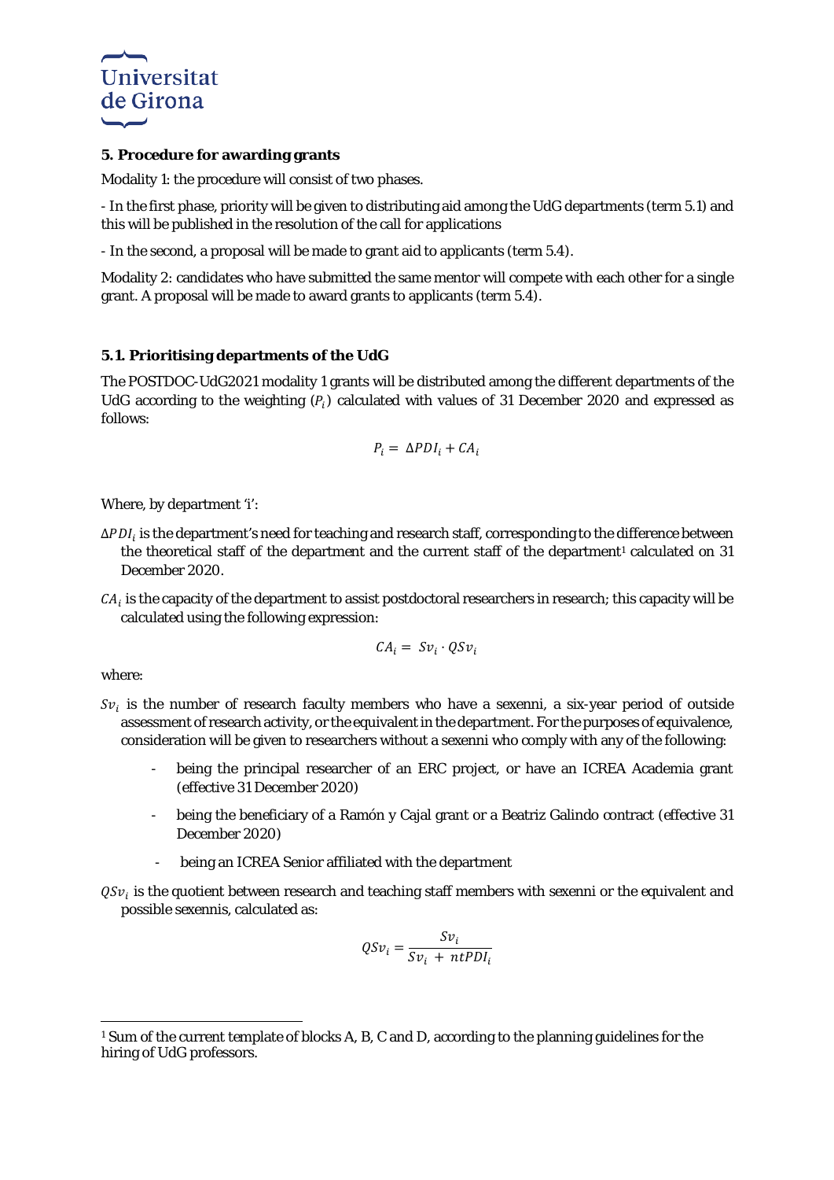### 5. Procedure for awarding grants

Modality 1: the procedure will consist of two phases.

- In the first phase, priority will be given to distributing aid among the UdG departments (term 5.1) and this will be published in the resolution of the call for applications

- In the second, a proposal will be made to grant aid to applicants (term 5.4).

Modality 2: candidates who have submitted the same mentor will compete with each other for a single grant. A proposal will be made to award grants to applicants (term 5.4).

#### 5.1. Prioritising departments of the UdG

The POSTDOC-UdG2021 modality 1 grants will be distributed among the different departments of the UdG according to the weighting ($P_i$) calculated with values of 31 December 2020 and expressed as follows:

$$P_i = \Delta PDI_i + CA_i$$

Where, by department 'i':

$\Delta PDI_i$ is the department's need for teaching and research staff, corresponding to the difference between the theoretical staff of the department and the current staff of the department[1] calculated on 31 December 2020.

$CA_i$ is the capacity of the department to assist postdoctoral researchers in research; this capacity will be calculated using the following expression:

$$CA_i = Sv_i \cdot QSv_i$$

where:

$Sv_i$ is the number of research faculty members who have a sexenni, a six-year period of outside assessment of research activity, or the equivalent in the department. For the purposes of equivalence, consideration will be given to researchers without a sexenni who comply with any of the following:

- being the principal researcher of an ERC project, or have an ICREA Academia grant (effective 31 December 2020)
- being the beneficiary of a Ramón y Cajal grant or a Beatriz Galindo contract (effective 31 December 2020)
- being an ICREA Senior affiliated with the department

$QSv_i$ is the quotient between research and teaching staff members with sexenni or the equivalent and possible sexennis, calculated as:

$$QSv_i = \frac{Sv_i}{Sv_i + ntPDI_i}$$

[1] Sum of the current template of blocks A, B, C and D, according to the planning guidelines for the hiring of UdG professors.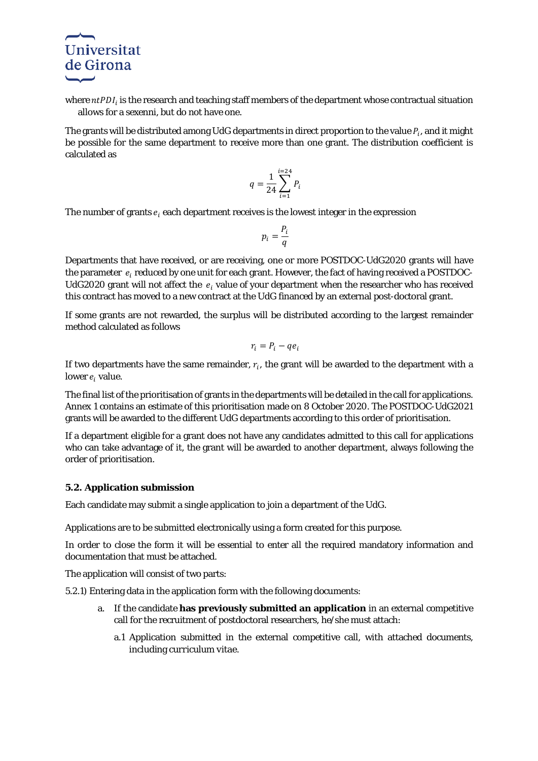where $ntPDI_i$ is the research and teaching staff members of the department whose contractual situation allows for a sexenni, but do not have one.

The grants will be distributed among UdG departments in direct proportion to the value $P_i$, and it might be possible for the same department to receive more than one grant. The distribution coefficient is calculated as

$$q = \frac{1}{24} \sum_{i=1}^{i=24} P_i$$

The number of grants $e_i$ each department receives is the lowest integer in the expression

$$p_i = \frac{P_i}{q}$$

Departments that have received, or are receiving, one or more POSTDOC-UdG2020 grants will have the parameter $e_i$ reduced by one unit for each grant. However, the fact of having received a POSTDOC-UdG2020 grant will not affect the $e_i$ value of your department when the researcher who has received this contract has moved to a new contract at the UdG financed by an external post-doctoral grant.

If some grants are not rewarded, the surplus will be distributed according to the largest remainder method calculated as follows

$$r_i = P_i - qe_i$$

If two departments have the same remainder, $r_i$, the grant will be awarded to the department with a lower $e_i$ value.

The final list of the prioritisation of grants in the departments will be detailed in the call for applications. Annex 1 contains an estimate of this prioritisation made on 8 October 2020. The POSTDOC-UdG2021 grants will be awarded to the different UdG departments according to this order of prioritisation.

If a department eligible for a grant does not have any candidates admitted to this call for applications who can take advantage of it, the grant will be awarded to another department, always following the order of prioritisation.

### 5.2. Application submission

Each candidate may submit a single application to join a department of the UdG.

Applications are to be submitted electronically using a form created for this purpose.

In order to close the form it will be essential to enter all the required mandatory information and documentation that must be attached.

The application will consist of two parts:

5.2.1) Entering data in the application form with the following documents:

a. If the candidate **has previously submitted an application** in an external competitive call for the recruitment of postdoctoral researchers, he/she must attach:

   a.1 Application submitted in the external competitive call, with attached documents, including curriculum vitae.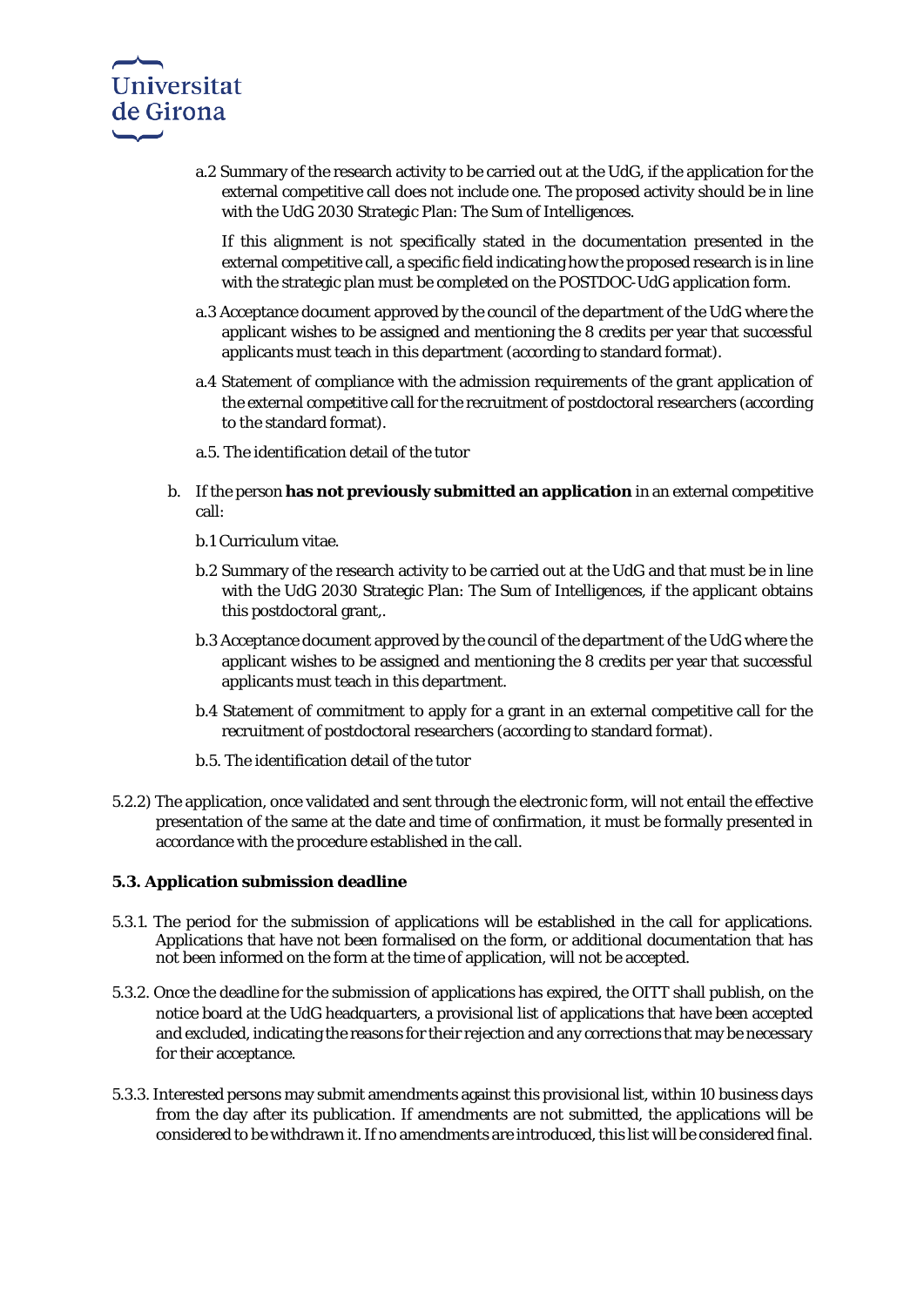a.2 Summary of the research activity to be carried out at the UdG, if the application for the external competitive call does not include one. The proposed activity should be in line with the UdG 2030 Strategic Plan: The Sum of Intelligences.

If this alignment is not specifically stated in the documentation presented in the external competitive call, a specific field indicating how the proposed research is in line with the strategic plan must be completed on the POSTDOC-UdG application form.

a.3 Acceptance document approved by the council of the department of the UdG where the applicant wishes to be assigned and mentioning the 8 credits per year that successful applicants must teach in this department (according to standard format).

a.4 Statement of compliance with the admission requirements of the grant application of the external competitive call for the recruitment of postdoctoral researchers (according to the standard format).

a.5. The identification detail of the tutor

b. If the person **has not previously submitted an application** in an external competitive call:

b.1 Curriculum vitae.

b.2 Summary of the research activity to be carried out at the UdG and that must be in line with the UdG 2030 Strategic Plan: The Sum of Intelligences, if the applicant obtains this postdoctoral grant,.

b.3 Acceptance document approved by the council of the department of the UdG where the applicant wishes to be assigned and mentioning the 8 credits per year that successful applicants must teach in this department.

b.4 Statement of commitment to apply for a grant in an external competitive call for the recruitment of postdoctoral researchers (according to standard format).

b.5. The identification detail of the tutor

5.2.2) The application, once validated and sent through the electronic form, will not entail the effective presentation of the same at the date and time of confirmation, it must be formally presented in accordance with the procedure established in the call.

### 5.3. Application submission deadline

5.3.1. The period for the submission of applications will be established in the call for applications. Applications that have not been formalised on the form, or additional documentation that has not been informed on the form at the time of application, will not be accepted.

5.3.2. Once the deadline for the submission of applications has expired, the OITT shall publish, on the notice board at the UdG headquarters, a provisional list of applications that have been accepted and excluded, indicating the reasons for their rejection and any corrections that may be necessary for their acceptance.

5.3.3. Interested persons may submit amendments against this provisional list, within 10 business days from the day after its publication. If amendments are not submitted, the applications will be considered to be withdrawn it. If no amendments are introduced, this list will be considered final.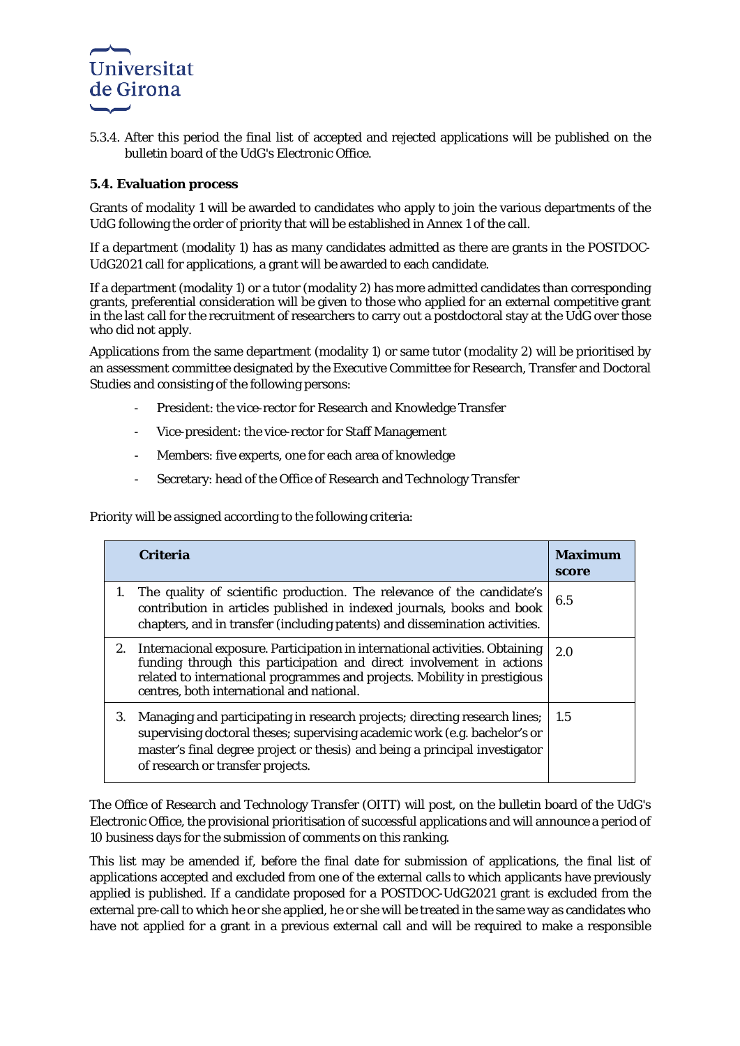5.3.4. After this period the final list of accepted and rejected applications will be published on the bulletin board of the UdG's Electronic Office.

### 5.4. Evaluation process

Grants of modality 1 will be awarded to candidates who apply to join the various departments of the UdG following the order of priority that will be established in Annex 1 of the call.

If a department (modality 1) has as many candidates admitted as there are grants in the POSTDOC-UdG2021 call for applications, a grant will be awarded to each candidate.

If a department (modality 1) or a tutor (modality 2) has more admitted candidates than corresponding grants, preferential consideration will be given to those who applied for an external competitive grant in the last call for the recruitment of researchers to carry out a postdoctoral stay at the UdG over those who did not apply.

Applications from the same department (modality 1) or same tutor (modality 2) will be prioritised by an assessment committee designated by the Executive Committee for Research, Transfer and Doctoral Studies and consisting of the following persons:

- President: the vice-rector for Research and Knowledge Transfer
- Vice-president: the vice-rector for Staff Management
- Members: five experts, one for each area of knowledge
- Secretary: head of the Office of Research and Technology Transfer

Priority will be assigned according to the following criteria:

| Criteria | Maximum score |
|---|---|
| 1. The quality of scientific production. The relevance of the candidate's contribution in articles published in indexed journals, books and book chapters, and in transfer (including patents) and dissemination activities. | 6.5 |
| 2. Internacional exposure. Participation in international activities. Obtaining funding through this participation and direct involvement in actions related to international programmes and projects. Mobility in prestigious centres, both international and national. | 2.0 |
| 3. Managing and participating in research projects; directing research lines; supervising doctoral theses; supervising academic work (e.g. bachelor's or master's final degree project or thesis) and being a principal investigator of research or transfer projects. | 1.5 |

The Office of Research and Technology Transfer (OITT) will post, on the bulletin board of the UdG's Electronic Office, the provisional prioritisation of successful applications and will announce a period of 10 business days for the submission of comments on this ranking.

This list may be amended if, before the final date for submission of applications, the final list of applications accepted and excluded from one of the external calls to which applicants have previously applied is published. If a candidate proposed for a POSTDOC-UdG2021 grant is excluded from the external pre-call to which he or she applied, he or she will be treated in the same way as candidates who have not applied for a grant in a previous external call and will be required to make a responsible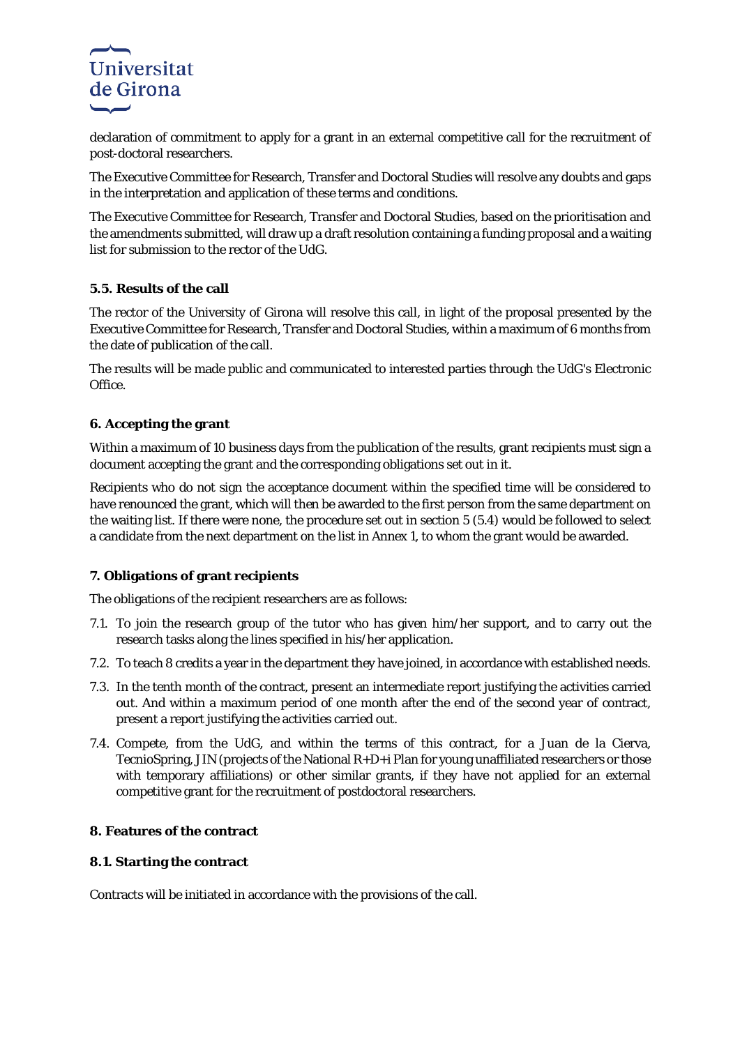declaration of commitment to apply for a grant in an external competitive call for the recruitment of post-doctoral researchers.

The Executive Committee for Research, Transfer and Doctoral Studies will resolve any doubts and gaps in the interpretation and application of these terms and conditions.

The Executive Committee for Research, Transfer and Doctoral Studies, based on the prioritisation and the amendments submitted, will draw up a draft resolution containing a funding proposal and a waiting list for submission to the rector of the UdG.

### 5.5. Results of the call

The rector of the University of Girona will resolve this call, in light of the proposal presented by the Executive Committee for Research, Transfer and Doctoral Studies, within a maximum of 6 months from the date of publication of the call.

The results will be made public and communicated to interested parties through the UdG's Electronic Office.

## 6. Accepting the grant

Within a maximum of 10 business days from the publication of the results, grant recipients must sign a document accepting the grant and the corresponding obligations set out in it.

Recipients who do not sign the acceptance document within the specified time will be considered to have renounced the grant, which will then be awarded to the first person from the same department on the waiting list. If there were none, the procedure set out in section 5 (5.4) would be followed to select a candidate from the next department on the list in Annex 1, to whom the grant would be awarded.

## 7. Obligations of grant recipients

The obligations of the recipient researchers are as follows:

7.1. To join the research group of the tutor who has given him/her support, and to carry out the research tasks along the lines specified in his/her application.

7.2. To teach 8 credits a year in the department they have joined, in accordance with established needs.

7.3. In the tenth month of the contract, present an intermediate report justifying the activities carried out. And within a maximum period of one month after the end of the second year of contract, present a report justifying the activities carried out.

7.4. Compete, from the UdG, and within the terms of this contract, for a Juan de la Cierva, TecnioSpring, JIN (projects of the National R+D+i Plan for young unaffiliated researchers or those with temporary affiliations) or other similar grants, if they have not applied for an external competitive grant for the recruitment of postdoctoral researchers.

## 8. Features of the contract

### 8.1. Starting the contract

Contracts will be initiated in accordance with the provisions of the call.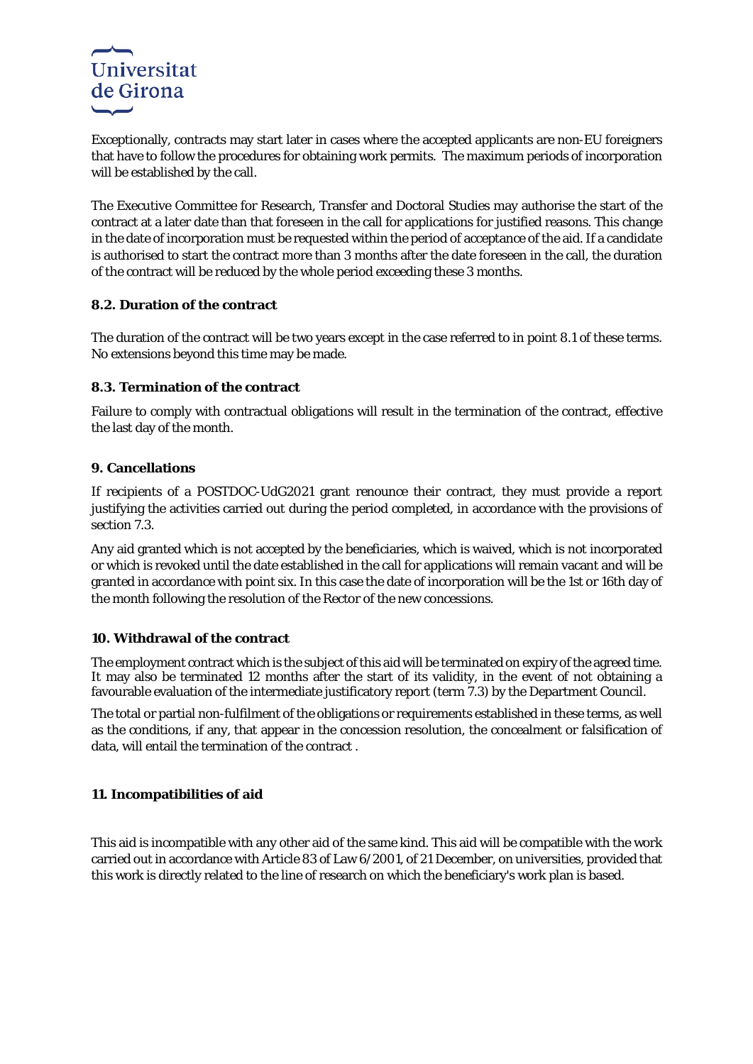Exceptionally, contracts may start later in cases where the accepted applicants are non-EU foreigners that have to follow the procedures for obtaining work permits. The maximum periods of incorporation will be established by the call.

The Executive Committee for Research, Transfer and Doctoral Studies may authorise the start of the contract at a later date than that foreseen in the call for applications for justified reasons. This change in the date of incorporation must be requested within the period of acceptance of the aid. If a candidate is authorised to start the contract more than 3 months after the date foreseen in the call, the duration of the contract will be reduced by the whole period exceeding these 3 months.

### 8.2. Duration of the contract

The duration of the contract will be two years except in the case referred to in point 8.1 of these terms. No extensions beyond this time may be made.

### 8.3. Termination of the contract

Failure to comply with contractual obligations will result in the termination of the contract, effective the last day of the month.

## 9. Cancellations

If recipients of a POSTDOC-UdG2021 grant renounce their contract, they must provide a report justifying the activities carried out during the period completed, in accordance with the provisions of section 7.3.

Any aid granted which is not accepted by the beneficiaries, which is waived, which is not incorporated or which is revoked until the date established in the call for applications will remain vacant and will be granted in accordance with point six. In this case the date of incorporation will be the 1st or 16th day of the month following the resolution of the Rector of the new concessions.

## 10. Withdrawal of the contract

The employment contract which is the subject of this aid will be terminated on expiry of the agreed time. It may also be terminated 12 months after the start of its validity, in the event of not obtaining a favourable evaluation of the intermediate justificatory report (term 7.3) by the Department Council.

The total or partial non-fulfilment of the obligations or requirements established in these terms, as well as the conditions, if any, that appear in the concession resolution, the concealment or falsification of data, will entail the termination of the contract .

## 11. Incompatibilities of aid

This aid is incompatible with any other aid of the same kind. This aid will be compatible with the work carried out in accordance with Article 83 of Law 6/2001, of 21 December, on universities, provided that this work is directly related to the line of research on which the beneficiary's work plan is based.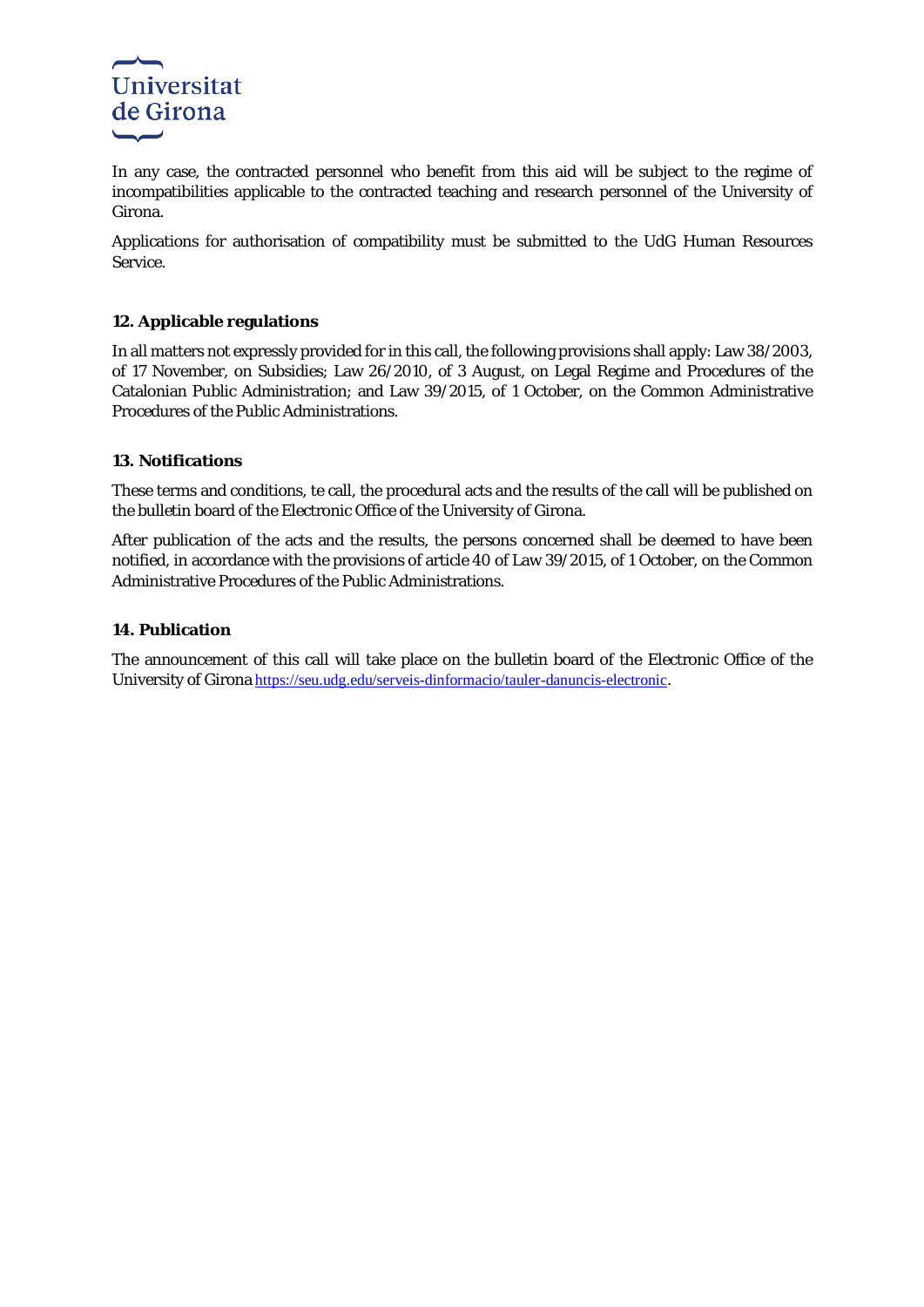In any case, the contracted personnel who benefit from this aid will be subject to the regime of incompatibilities applicable to the contracted teaching and research personnel of the University of Girona.

Applications for authorisation of compatibility must be submitted to the UdG Human Resources Service.

## 12. Applicable regulations

In all matters not expressly provided for in this call, the following provisions shall apply: Law 38/2003, of 17 November, on Subsidies; Law 26/2010, of 3 August, on Legal Regime and Procedures of the Catalonian Public Administration; and Law 39/2015, of 1 October, on the Common Administrative Procedures of the Public Administrations.

## 13. Notifications

These terms and conditions, te call, the procedural acts and the results of the call will be published on the bulletin board of the Electronic Office of the University of Girona.

After publication of the acts and the results, the persons concerned shall be deemed to have been notified, in accordance with the provisions of article 40 of Law 39/2015, of 1 October, on the Common Administrative Procedures of the Public Administrations.

## 14. Publication

The announcement of this call will take place on the bulletin board of the Electronic Office of the University of Girona https://seu.udg.edu/serveis-dinformacio/tauler-danuncis-electronic.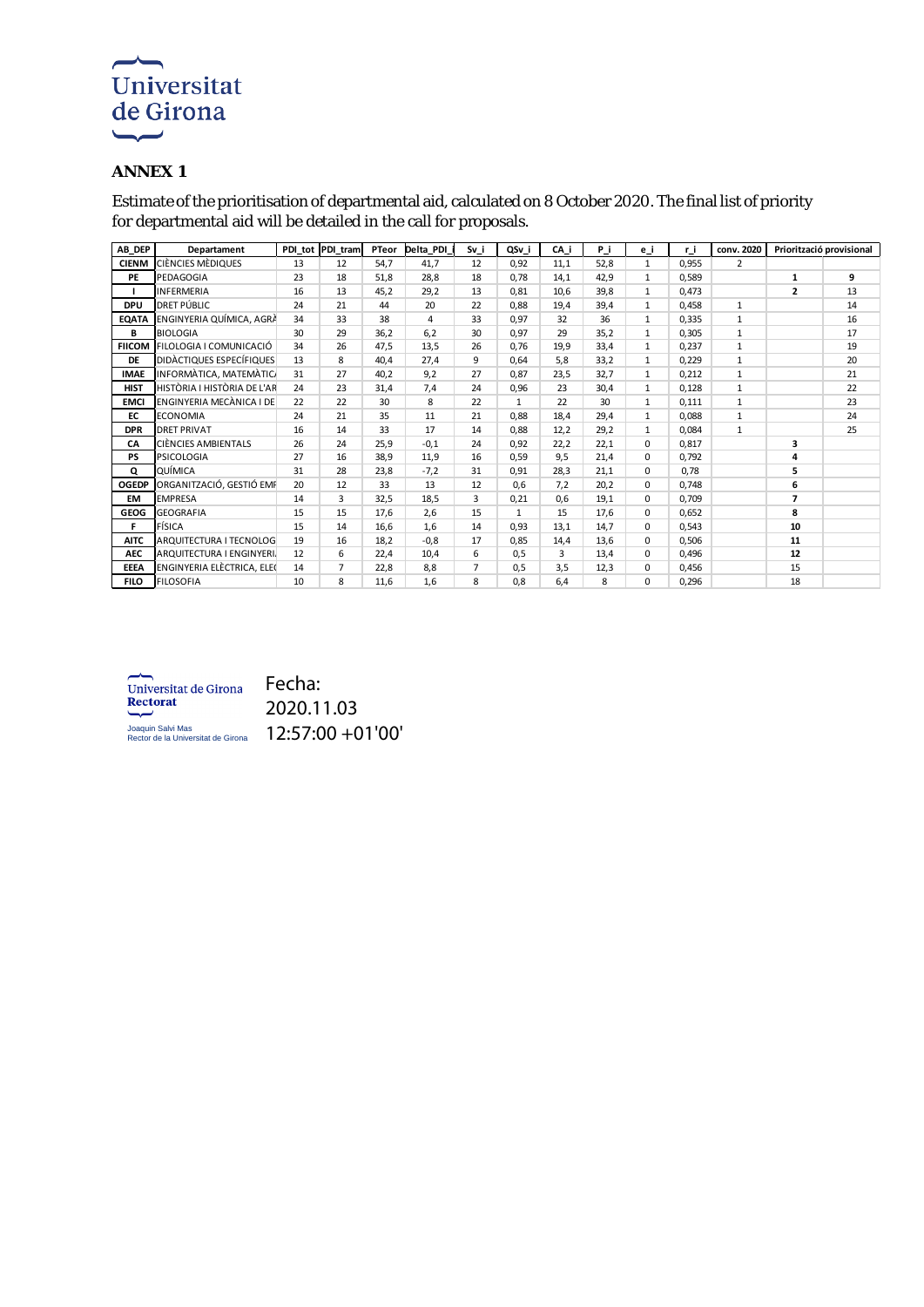**Universitat de Girona**

## ANNEX 1

Estimate of the prioritisation of departmental aid, calculated on 8 October 2020. The final list of priority for departmental aid will be detailed in the call for proposals.

| AB_DEP | Departament | PDI_tot | PDI_tram | PTeor | Delta_PDI_i | Sv_i | QSv_i | CA_i | P_i | e_i | r_i | conv. 2020 | Priorització provisional | |
|---|---|---|---|---|---|---|---|---|---|---|---|---|---|---|
| CIENM | CIÈNCIES MÈDIQUES | 13 | 12 | 54,7 | 41,7 | 12 | 0,92 | 11,1 | 52,8 | 1 | 0,955 | 2 | | |
| PE | PEDAGOGIA | 23 | 18 | 51,8 | 28,8 | 18 | 0,78 | 14,1 | 42,9 | 1 | 0,589 | | **1** | 9 |
| I | INFERMERIA | 16 | 13 | 45,2 | 29,2 | 13 | 0,81 | 10,6 | 39,8 | 1 | 0,473 | | **2** | 13 |
| DPU | DRET PÚBLIC | 24 | 21 | 44 | 20 | 22 | 0,88 | 19,4 | 39,4 | 1 | 0,458 | 1 | | 14 |
| EQATA | ENGINYERIA QUÍMICA, AGRÀ | 34 | 33 | 38 | 4 | 33 | 0,97 | 32 | 36 | 1 | 0,335 | 1 | | 16 |
| B | BIOLOGIA | 30 | 29 | 36,2 | 6,2 | 30 | 0,97 | 29 | 35,2 | 1 | 0,305 | 1 | | 17 |
| FIICOM | FILOLOGIA I COMUNICACIÓ | 34 | 26 | 47,5 | 13,5 | 26 | 0,76 | 19,9 | 33,4 | 1 | 0,237 | 1 | | 19 |
| DE | DIDÀCTIQUES ESPECÍFIQUES | 13 | 8 | 40,4 | 27,4 | 9 | 0,64 | 5,8 | 33,2 | 1 | 0,229 | 1 | | 20 |
| IMAE | INFORMÀTICA, MATEMÀTICA | 31 | 27 | 40,2 | 9,2 | 27 | 0,87 | 23,5 | 32,7 | 1 | 0,212 | 1 | | 21 |
| HIST | HISTÒRIA I HISTÒRIA DE L'AR | 24 | 23 | 31,4 | 7,4 | 24 | 0,96 | 23 | 30,4 | 1 | 0,128 | 1 | | 22 |
| EMCI | ENGINYERIA MECÀNICA I DE | 22 | 22 | 30 | 8 | 22 | 1 | 22 | 30 | 1 | 0,111 | 1 | | 23 |
| EC | ECONOMIA | 24 | 21 | 35 | 11 | 21 | 0,88 | 18,4 | 29,4 | 1 | 0,088 | 1 | | 24 |
| DPR | DRET PRIVAT | 16 | 14 | 33 | 17 | 14 | 0,88 | 12,2 | 29,2 | 1 | 0,084 | 1 | | 25 |
| CA | CIÈNCIES AMBIENTALS | 26 | 24 | 25,9 | -0,1 | 24 | 0,92 | 22,2 | 22,1 | 0 | 0,817 | | **3** | |
| PS | PSICOLOGIA | 27 | 16 | 38,9 | 11,9 | 16 | 0,59 | 9,5 | 21,4 | 0 | 0,792 | | **4** | |
| Q | QUÍMICA | 31 | 28 | 23,8 | -7,2 | 31 | 0,91 | 28,3 | 21,1 | 0 | 0,78 | | **5** | |
| OGEDP | ORGANITZACIÓ, GESTIÓ EMP | 20 | 12 | 33 | 13 | 12 | 0,6 | 7,2 | 20,2 | 0 | 0,748 | | **6** | |
| EM | EMPRESA | 14 | 3 | 32,5 | 18,5 | 3 | 0,21 | 0,6 | 19,1 | 0 | 0,709 | | **7** | |
| GEOG | GEOGRAFIA | 15 | 15 | 17,6 | 2,6 | 15 | 1 | 15 | 17,6 | 0 | 0,652 | | **8** | |
| F | FÍSICA | 15 | 14 | 16,6 | 1,6 | 14 | 0,93 | 13,1 | 14,7 | 0 | 0,543 | | **10** | |
| AITC | ARQUITECTURA I TECNOLOG | 19 | 16 | 18,2 | -0,8 | 17 | 0,85 | 14,4 | 13,6 | 0 | 0,506 | | **11** | |
| AEC | ARQUITECTURA I ENGINYERI | 12 | 6 | 22,4 | 10,4 | 6 | 0,5 | 3 | 13,4 | 0 | 0,496 | | **12** | |
| EEEA | ENGINYERIA ELÈCTRICA, ELE | 14 | 7 | 22,8 | 8,8 | 7 | 0,5 | 3,5 | 12,3 | 0 | 0,456 | | 15 | |
| FILO | FILOSOFIA | 10 | 8 | 11,6 | 1,6 | 8 | 0,8 | 6,4 | 8 | 0 | 0,296 | | 18 | |

Universitat de Girona
Rectorat

Joaquin Salvi Mas
Rector de la Universitat de Girona

Fecha:
2020.11.03
12:57:00 +01'00'